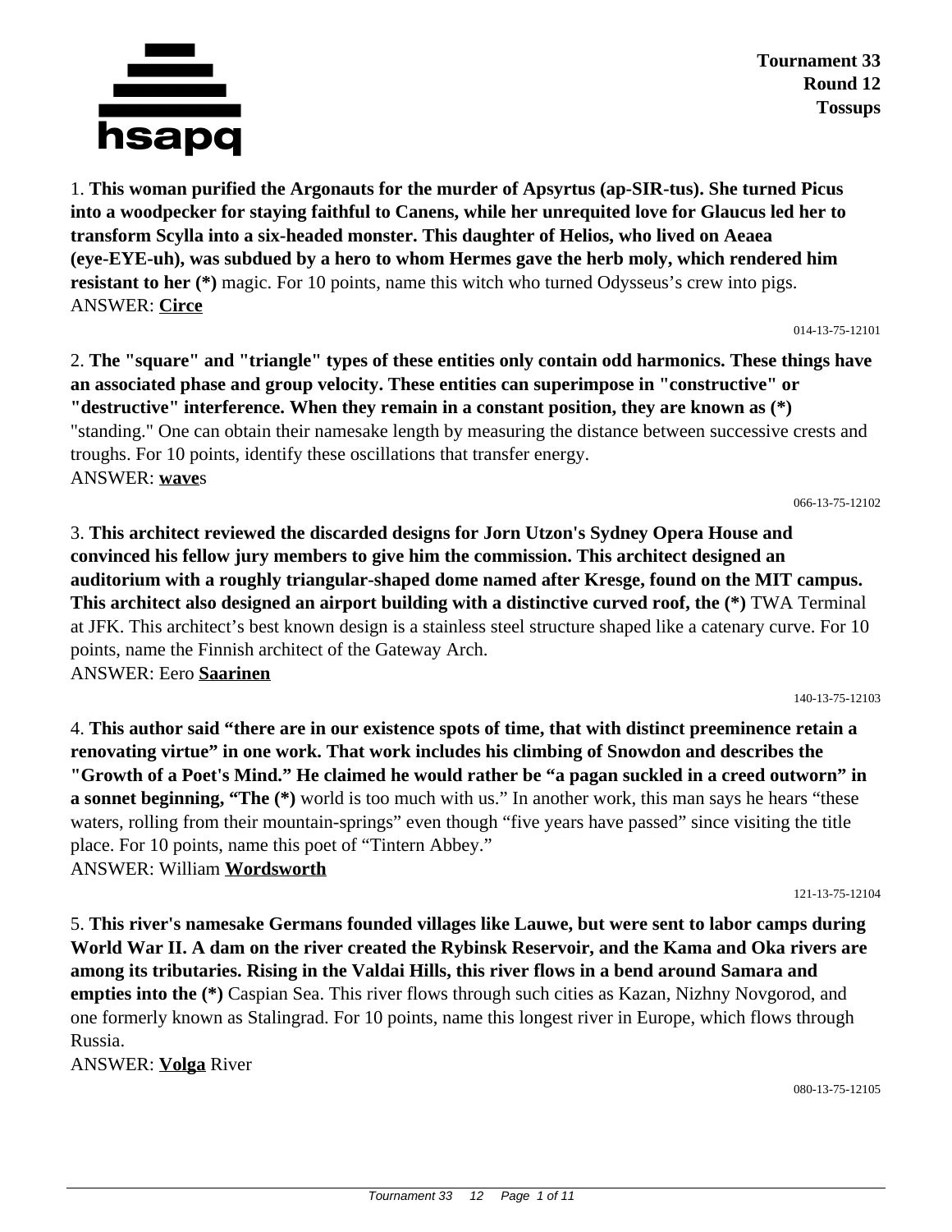**Tournament 33**
**Round 12**
**Tossups**

1. **This woman purified the Argonauts for the murder of Apsyrtus (ap-SIR-tus). She turned Picus into a woodpecker for staying faithful to Canens, while her unrequited love for Glaucus led her to transform Scylla into a six-headed monster. This daughter of Helios, who lived on Aeaea (eye-EYE-uh), was subdued by a hero to whom Hermes gave the herb moly, which rendered him resistant to her (*)** magic. For 10 points, name this witch who turned Odysseus's crew into pigs.
ANSWER: **Circe**

014-13-75-12101

2. **The "square" and "triangle" types of these entities only contain odd harmonics. These things have an associated phase and group velocity. These entities can superimpose in "constructive" or "destructive" interference. When they remain in a constant position, they are known as (*)** "standing." One can obtain their namesake length by measuring the distance between successive crests and troughs. For 10 points, identify these oscillations that transfer energy.
ANSWER: **wave**s

066-13-75-12102

3. **This architect reviewed the discarded designs for Jorn Utzon's Sydney Opera House and convinced his fellow jury members to give him the commission. This architect designed an auditorium with a roughly triangular-shaped dome named after Kresge, found on the MIT campus. This architect also designed an airport building with a distinctive curved roof, the (*)** TWA Terminal at JFK. This architect's best known design is a stainless steel structure shaped like a catenary curve. For 10 points, name the Finnish architect of the Gateway Arch.
ANSWER: Eero **Saarinen**

140-13-75-12103

4. **This author said "there are in our existence spots of time, that with distinct preeminence retain a renovating virtue" in one work. That work includes his climbing of Snowdon and describes the "Growth of a Poet's Mind." He claimed he would rather be "a pagan suckled in a creed outworn" in a sonnet beginning, "The (*)** world is too much with us." In another work, this man says he hears "these waters, rolling from their mountain-springs" even though "five years have passed" since visiting the title place. For 10 points, name this poet of "Tintern Abbey."
ANSWER: William **Wordsworth**

121-13-75-12104

5. **This river's namesake Germans founded villages like Lauwe, but were sent to labor camps during World War II. A dam on the river created the Rybinsk Reservoir, and the Kama and Oka rivers are among its tributaries. Rising in the Valdai Hills, this river flows in a bend around Samara and empties into the (*)** Caspian Sea. This river flows through such cities as Kazan, Nizhny Novgorod, and one formerly known as Stalingrad. For 10 points, name this longest river in Europe, which flows through Russia.
ANSWER: **Volga** River

080-13-75-12105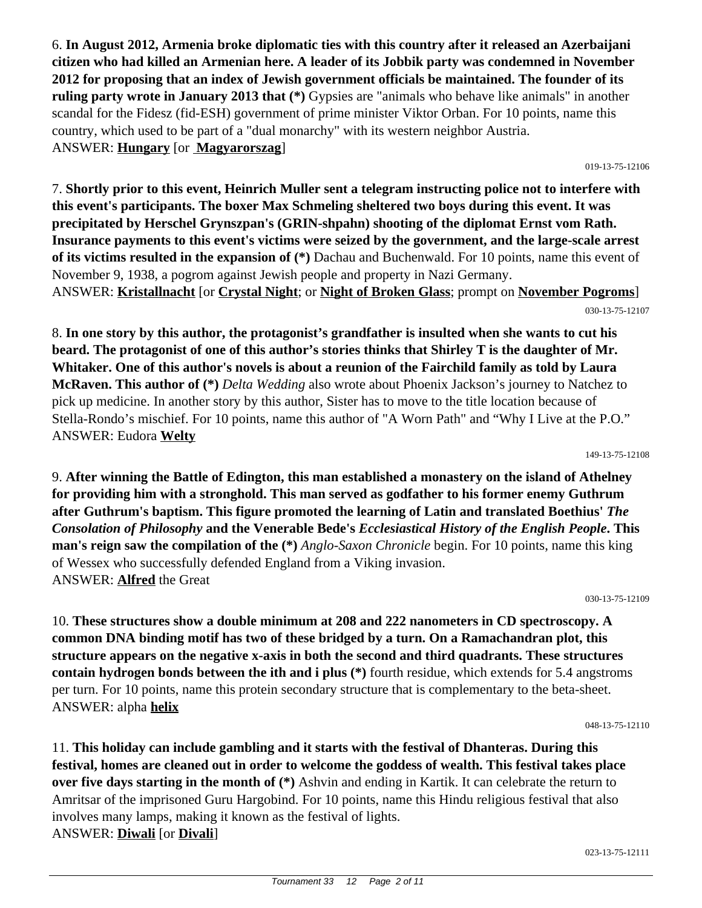6. **In August 2012, Armenia broke diplomatic ties with this country after it released an Azerbaijani citizen who had killed an Armenian here. A leader of its Jobbik party was condemned in November 2012 for proposing that an index of Jewish government officials be maintained. The founder of its ruling party wrote in January 2013 that (*)** Gypsies are "animals who behave like animals" in another scandal for the Fidesz (fid-ESH) government of prime minister Viktor Orban. For 10 points, name this country, which used to be part of a "dual monarchy" with its western neighbor Austria.
ANSWER: **Hungary** [or **Magyarorszag**]

019-13-75-12106

7. **Shortly prior to this event, Heinrich Muller sent a telegram instructing police not to interfere with this event's participants. The boxer Max Schmeling sheltered two boys during this event. It was precipitated by Herschel Grynszpan's (GRIN-shpahn) shooting of the diplomat Ernst vom Rath. Insurance payments to this event's victims were seized by the government, and the large-scale arrest of its victims resulted in the expansion of (*)** Dachau and Buchenwald. For 10 points, name this event of November 9, 1938, a pogrom against Jewish people and property in Nazi Germany.
ANSWER: **Kristallnacht** [or **Crystal Night**; or **Night of Broken Glass**; prompt on **November Pogroms**]

030-13-75-12107

8. **In one story by this author, the protagonist's grandfather is insulted when she wants to cut his beard. The protagonist of one of this author's stories thinks that Shirley T is the daughter of Mr. Whitaker. One of this author's novels is about a reunion of the Fairchild family as told by Laura McRaven. This author of (*)** *Delta Wedding* also wrote about Phoenix Jackson's journey to Natchez to pick up medicine. In another story by this author, Sister has to move to the title location because of Stella-Rondo's mischief. For 10 points, name this author of "A Worn Path" and "Why I Live at the P.O."
ANSWER: Eudora **Welty**

149-13-75-12108

9. **After winning the Battle of Edington, this man established a monastery on the island of Athelney for providing him with a stronghold. This man served as godfather to his former enemy Guthrum after Guthrum's baptism. This figure promoted the learning of Latin and translated Boethius'** ***The Consolation of Philosophy*** **and the Venerable Bede's** ***Ecclesiastical History of the English People*****. This man's reign saw the compilation of the (*)** *Anglo-Saxon Chronicle* begin. For 10 points, name this king of Wessex who successfully defended England from a Viking invasion.
ANSWER: **Alfred** the Great

030-13-75-12109

10. **These structures show a double minimum at 208 and 222 nanometers in CD spectroscopy. A common DNA binding motif has two of these bridged by a turn. On a Ramachandran plot, this structure appears on the negative x-axis in both the second and third quadrants. These structures contain hydrogen bonds between the ith and i plus (*)** fourth residue, which extends for 5.4 angstroms per turn. For 10 points, name this protein secondary structure that is complementary to the beta-sheet.
ANSWER: alpha **helix**

048-13-75-12110

11. **This holiday can include gambling and it starts with the festival of Dhanteras. During this festival, homes are cleaned out in order to welcome the goddess of wealth. This festival takes place over five days starting in the month of (*)** Ashvin and ending in Kartik. It can celebrate the return to Amritsar of the imprisoned Guru Hargobind. For 10 points, name this Hindu religious festival that also involves many lamps, making it known as the festival of lights.
ANSWER: **Diwali** [or **Divali**]

023-13-75-12111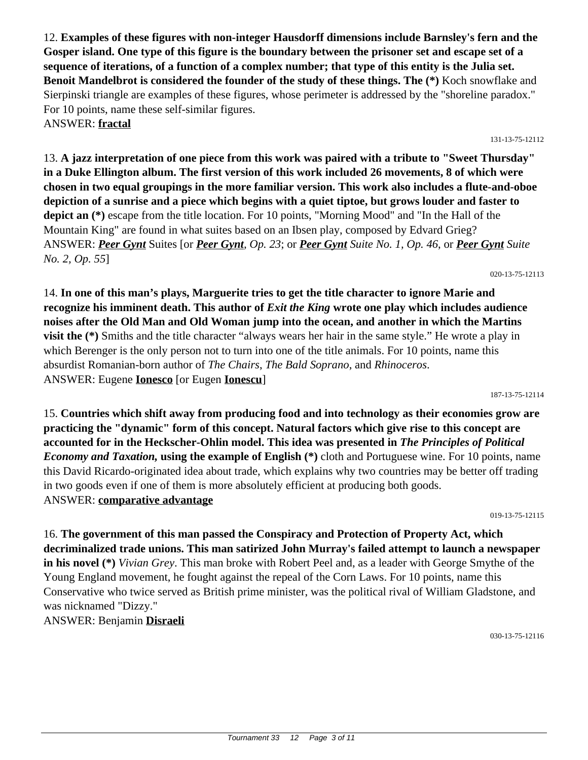12. **Examples of these figures with non-integer Hausdorff dimensions include Barnsley's fern and the Gosper island. One type of this figure is the boundary between the prisoner set and escape set of a sequence of iterations, of a function of a complex number; that type of this entity is the Julia set. Benoit Mandelbrot is considered the founder of the study of these things. The (\*)** Koch snowflake and Sierpinski triangle are examples of these figures, whose perimeter is addressed by the "shoreline paradox." For 10 points, name these self-similar figures.
ANSWER: **fractal**

131-13-75-12112

13. **A jazz interpretation of one piece from this work was paired with a tribute to "Sweet Thursday" in a Duke Ellington album. The first version of this work included 26 movements, 8 of which were chosen in two equal groupings in the more familiar version. This work also includes a flute-and-oboe depiction of a sunrise and a piece which begins with a quiet tiptoe, but grows louder and faster to depict an (\*)** escape from the title location. For 10 points, "Morning Mood" and "In the Hall of the Mountain King" are found in what suites based on an Ibsen play, composed by Edvard Grieg?
ANSWER: ***Peer Gynt*** Suites [or ***Peer Gynt****, Op. 23*; or ***Peer Gynt*** *Suite No. 1, Op. 46*, or ***Peer Gynt*** *Suite No. 2, Op. 55*]

020-13-75-12113

14. **In one of this man's plays, Marguerite tries to get the title character to ignore Marie and recognize his imminent death. This author of *Exit the King* wrote one play which includes audience noises after the Old Man and Old Woman jump into the ocean, and another in which the Martins visit the (\*)** Smiths and the title character "always wears her hair in the same style." He wrote a play in which Berenger is the only person not to turn into one of the title animals. For 10 points, name this absurdist Romanian-born author of *The Chairs*, *The Bald Soprano*, and *Rhinoceros*.
ANSWER: Eugene **Ionesco** [or Eugen **Ionescu**]

187-13-75-12114

15. **Countries which shift away from producing food and into technology as their economies grow are practicing the "dynamic" form of this concept. Natural factors which give rise to this concept are accounted for in the Heckscher-Ohlin model. This idea was presented in *The Principles of Political Economy and Taxation*, using the example of English (\*)** cloth and Portuguese wine. For 10 points, name this David Ricardo-originated idea about trade, which explains why two countries may be better off trading in two goods even if one of them is more absolutely efficient at producing both goods.
ANSWER: **comparative advantage**

019-13-75-12115

16. **The government of this man passed the Conspiracy and Protection of Property Act, which decriminalized trade unions. This man satirized John Murray's failed attempt to launch a newspaper in his novel (\*)** *Vivian Grey*. This man broke with Robert Peel and, as a leader with George Smythe of the Young England movement, he fought against the repeal of the Corn Laws. For 10 points, name this Conservative who twice served as British prime minister, was the political rival of William Gladstone, and was nicknamed "Dizzy."
ANSWER: Benjamin **Disraeli**

030-13-75-12116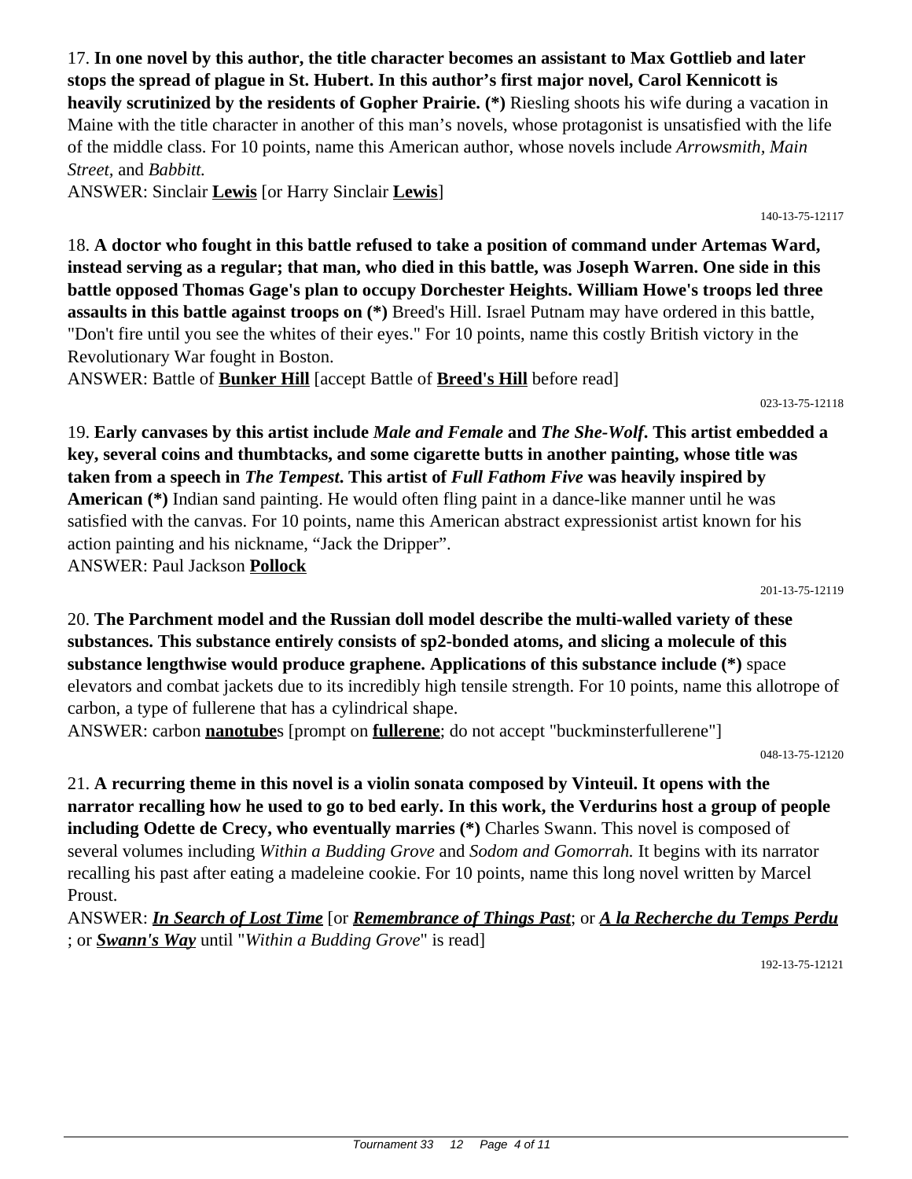17. **In one novel by this author, the title character becomes an assistant to Max Gottlieb and later stops the spread of plague in St. Hubert. In this author's first major novel, Carol Kennicott is heavily scrutinized by the residents of Gopher Prairie. (*)** Riesling shoots his wife during a vacation in Maine with the title character in another of this man's novels, whose protagonist is unsatisfied with the life of the middle class. For 10 points, name this American author, whose novels include *Arrowsmith*, *Main Street*, and *Babbitt.*

ANSWER: Sinclair **Lewis** [or Harry Sinclair **Lewis**]

140-13-75-12117

18. **A doctor who fought in this battle refused to take a position of command under Artemas Ward, instead serving as a regular; that man, who died in this battle, was Joseph Warren. One side in this battle opposed Thomas Gage's plan to occupy Dorchester Heights. William Howe's troops led three assaults in this battle against troops on (*)** Breed's Hill. Israel Putnam may have ordered in this battle, "Don't fire until you see the whites of their eyes." For 10 points, name this costly British victory in the Revolutionary War fought in Boston.

ANSWER: Battle of **Bunker Hill** [accept Battle of **Breed's Hill** before read]

023-13-75-12118

19. **Early canvases by this artist include *Male and Female* and *The She-Wolf*. This artist embedded a key, several coins and thumbtacks, and some cigarette butts in another painting, whose title was taken from a speech in *The Tempest*. This artist of *Full Fathom Five* was heavily inspired by American (*)** Indian sand painting. He would often fling paint in a dance-like manner until he was satisfied with the canvas. For 10 points, name this American abstract expressionist artist known for his action painting and his nickname, "Jack the Dripper".

ANSWER: Paul Jackson **Pollock**

201-13-75-12119

20. **The Parchment model and the Russian doll model describe the multi-walled variety of these substances. This substance entirely consists of sp2-bonded atoms, and slicing a molecule of this substance lengthwise would produce graphene. Applications of this substance include (*)** space elevators and combat jackets due to its incredibly high tensile strength. For 10 points, name this allotrope of carbon, a type of fullerene that has a cylindrical shape.

ANSWER: carbon **nanotube**s [prompt on **fullerene**; do not accept "buckminsterfullerene"]

048-13-75-12120

21. **A recurring theme in this novel is a violin sonata composed by Vinteuil. It opens with the narrator recalling how he used to go to bed early. In this work, the Verdurins host a group of people including Odette de Crecy, who eventually marries (*)** Charles Swann. This novel is composed of several volumes including *Within a Budding Grove* and *Sodom and Gomorrah.* It begins with its narrator recalling his past after eating a madeleine cookie. For 10 points, name this long novel written by Marcel Proust.

ANSWER: ***In Search of Lost Time*** [or ***Remembrance of Things Past***; or ***A la Recherche du Temps Perdu***; or ***Swann's Way*** until "*Within a Budding Grove*" is read]

192-13-75-12121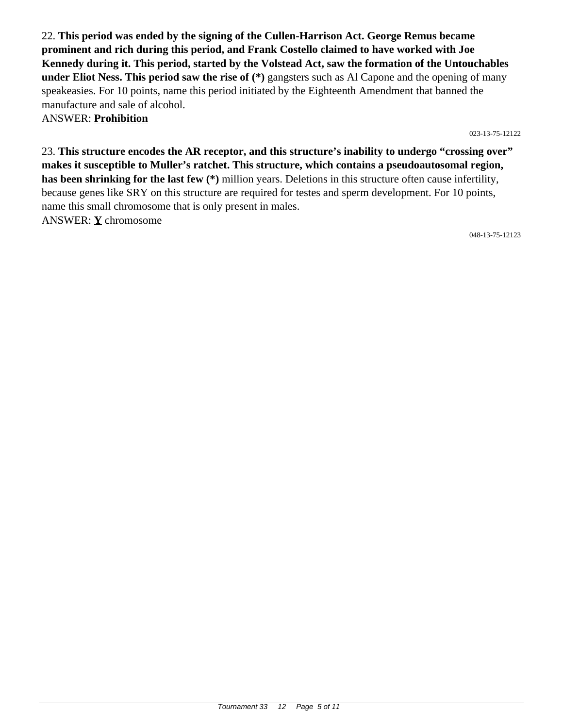22. **This period was ended by the signing of the Cullen-Harrison Act. George Remus became prominent and rich during this period, and Frank Costello claimed to have worked with Joe Kennedy during it. This period, started by the Volstead Act, saw the formation of the Untouchables under Eliot Ness. This period saw the rise of (*)** gangsters such as Al Capone and the opening of many speakeasies. For 10 points, name this period initiated by the Eighteenth Amendment that banned the manufacture and sale of alcohol.
ANSWER: **Prohibition**

023-13-75-12122

23. **This structure encodes the AR receptor, and this structure's inability to undergo "crossing over" makes it susceptible to Muller's ratchet. This structure, which contains a pseudoautosomal region, has been shrinking for the last few (*)** million years. Deletions in this structure often cause infertility, because genes like SRY on this structure are required for testes and sperm development. For 10 points, name this small chromosome that is only present in males.
ANSWER: **Y** chromosome

048-13-75-12123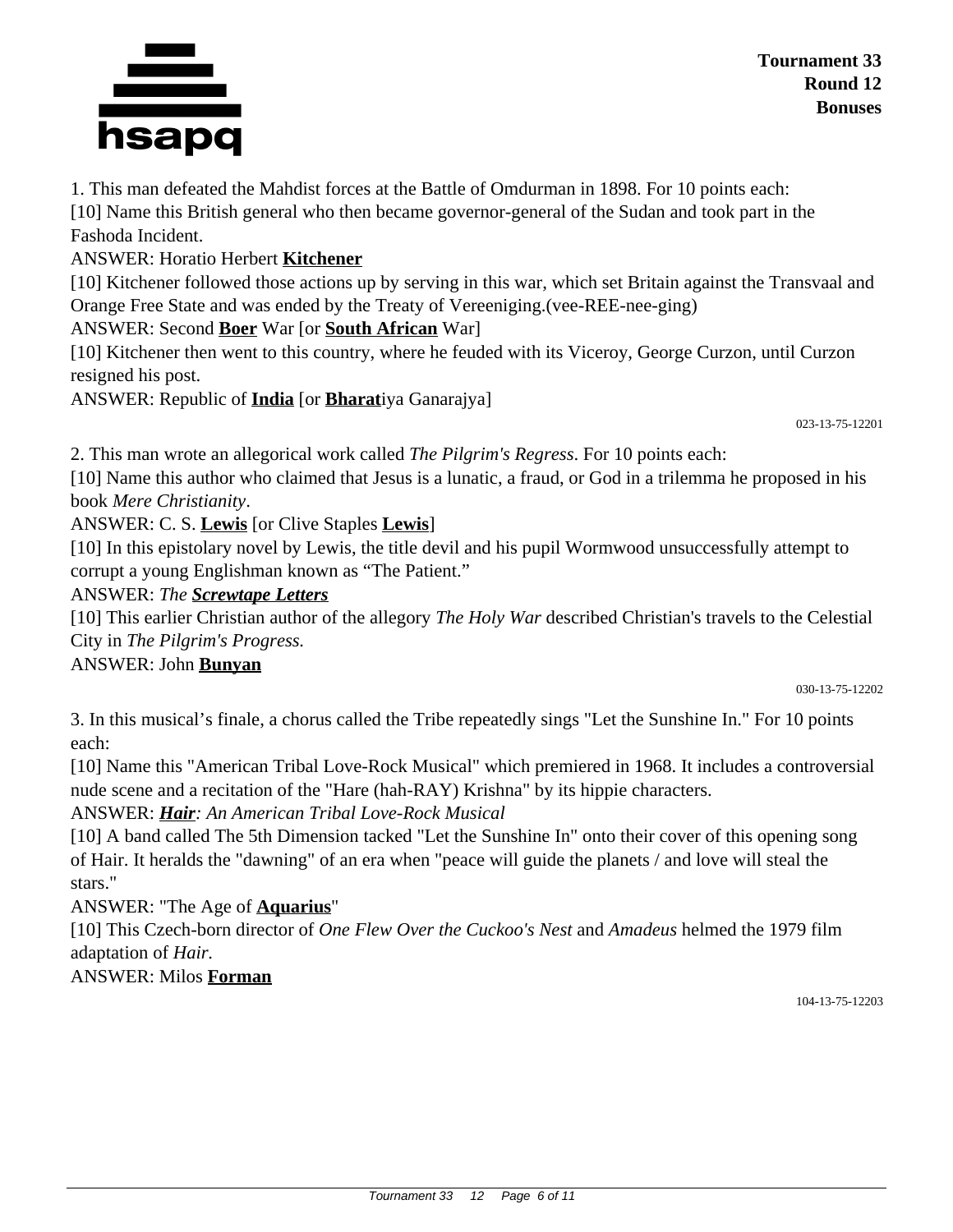1. This man defeated the Mahdist forces at the Battle of Omdurman in 1898. For 10 points each:

[10] Name this British general who then became governor-general of the Sudan and took part in the Fashoda Incident.

ANSWER: Horatio Herbert **Kitchener**

[10] Kitchener followed those actions up by serving in this war, which set Britain against the Transvaal and Orange Free State and was ended by the Treaty of Vereeniging.(vee-REE-nee-ging)

ANSWER: Second **Boer** War [or **South African** War]

[10] Kitchener then went to this country, where he feuded with its Viceroy, George Curzon, until Curzon resigned his post.

ANSWER: Republic of **India** [or **Bharat**iya Ganarajya]

023-13-75-12201

2. This man wrote an allegorical work called *The Pilgrim's Regress*. For 10 points each:

[10] Name this author who claimed that Jesus is a lunatic, a fraud, or God in a trilemma he proposed in his book *Mere Christianity*.

ANSWER: C. S. **Lewis** [or Clive Staples **Lewis**]

[10] In this epistolary novel by Lewis, the title devil and his pupil Wormwood unsuccessfully attempt to corrupt a young Englishman known as "The Patient."

ANSWER: *The **Screwtape Letters***

[10] This earlier Christian author of the allegory *The Holy War* described Christian's travels to the Celestial City in *The Pilgrim's Progress.*

ANSWER: John **Bunyan**

030-13-75-12202

3. In this musical's finale, a chorus called the Tribe repeatedly sings "Let the Sunshine In." For 10 points each:

[10] Name this "American Tribal Love-Rock Musical" which premiered in 1968. It includes a controversial nude scene and a recitation of the "Hare (hah-RAY) Krishna" by its hippie characters.

ANSWER: ***Hair**: An American Tribal Love-Rock Musical*

[10] A band called The 5th Dimension tacked "Let the Sunshine In" onto their cover of this opening song of Hair. It heralds the "dawning" of an era when "peace will guide the planets / and love will steal the stars."

ANSWER: "The Age of **Aquarius**"

[10] This Czech-born director of *One Flew Over the Cuckoo's Nest* and *Amadeus* helmed the 1979 film adaptation of *Hair.*

ANSWER: Milos **Forman**

104-13-75-12203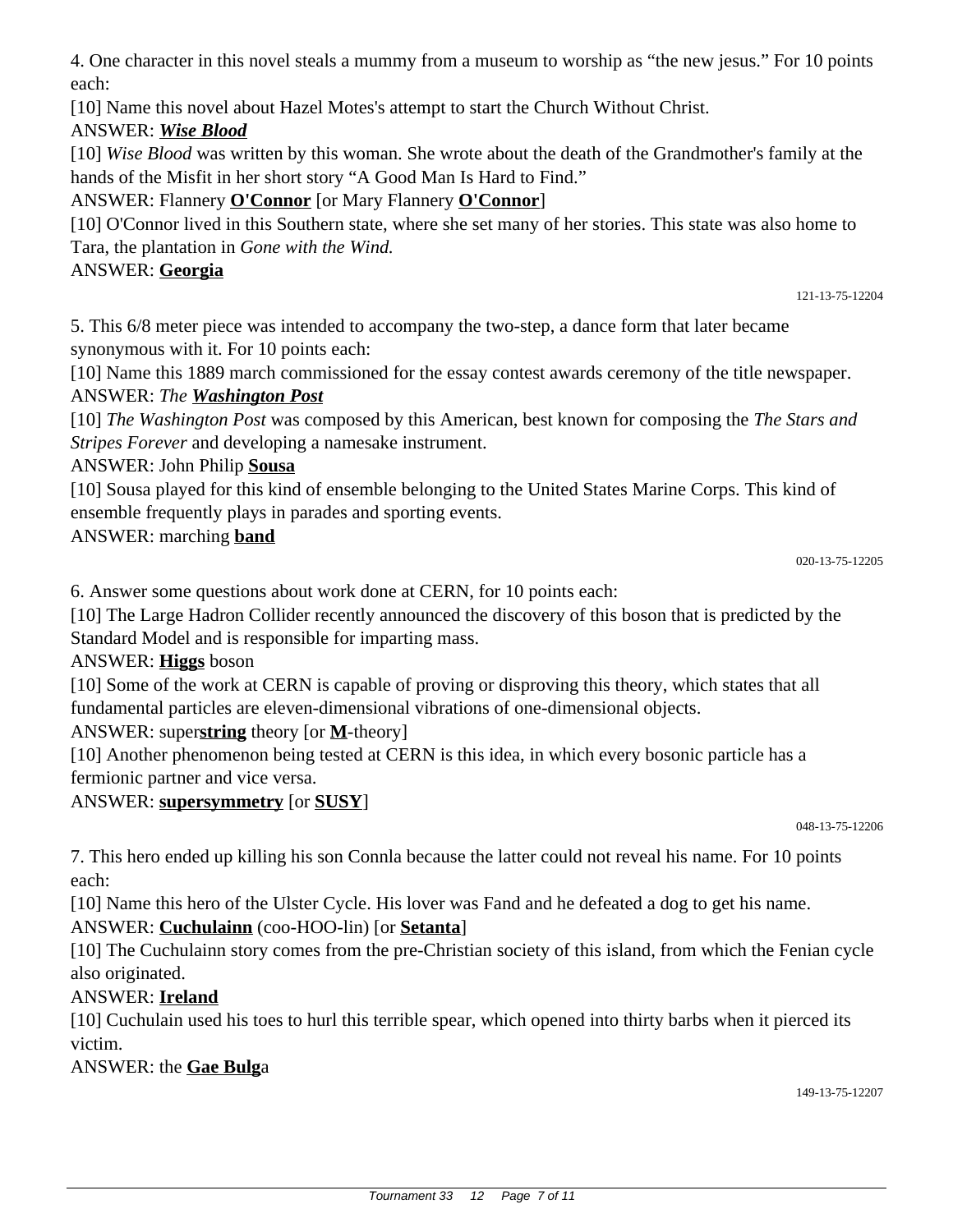4. One character in this novel steals a mummy from a museum to worship as “the new jesus.” For 10 points each:

[10] Name this novel about Hazel Motes's attempt to start the Church Without Christ.

ANSWER: ***Wise Blood***

[10] *Wise Blood* was written by this woman. She wrote about the death of the Grandmother's family at the hands of the Misfit in her short story “A Good Man Is Hard to Find.”

ANSWER: Flannery **O'Connor** [or Mary Flannery **O'Connor**]

[10] O'Connor lived in this Southern state, where she set many of her stories. This state was also home to Tara, the plantation in *Gone with the Wind.*

ANSWER: **Georgia**

121-13-75-12204

5. This 6/8 meter piece was intended to accompany the two-step, a dance form that later became synonymous with it. For 10 points each:

[10] Name this 1889 march commissioned for the essay contest awards ceremony of the title newspaper.

ANSWER: *The* ***Washington Post***

[10] *The Washington Post* was composed by this American, best known for composing the *The Stars and Stripes Forever* and developing a namesake instrument.

ANSWER: John Philip **Sousa**

[10] Sousa played for this kind of ensemble belonging to the United States Marine Corps. This kind of ensemble frequently plays in parades and sporting events.

ANSWER: marching **band**

020-13-75-12205

6. Answer some questions about work done at CERN, for 10 points each:

[10] The Large Hadron Collider recently announced the discovery of this boson that is predicted by the Standard Model and is responsible for imparting mass.

ANSWER: **Higgs** boson

[10] Some of the work at CERN is capable of proving or disproving this theory, which states that all fundamental particles are eleven-dimensional vibrations of one-dimensional objects.

ANSWER: super**string** theory [or **M**-theory]

[10] Another phenomenon being tested at CERN is this idea, in which every bosonic particle has a fermionic partner and vice versa.

ANSWER: **supersymmetry** [or **SUSY**]

048-13-75-12206

7. This hero ended up killing his son Connla because the latter could not reveal his name. For 10 points each:

[10] Name this hero of the Ulster Cycle. His lover was Fand and he defeated a dog to get his name.

ANSWER: **Cuchulainn** (coo-HOO-lin) [or **Setanta**]

[10] The Cuchulainn story comes from the pre-Christian society of this island, from which the Fenian cycle also originated.

ANSWER: **Ireland**

[10] Cuchulain used his toes to hurl this terrible spear, which opened into thirty barbs when it pierced its victim.

ANSWER: the **Gae Bulg**a

149-13-75-12207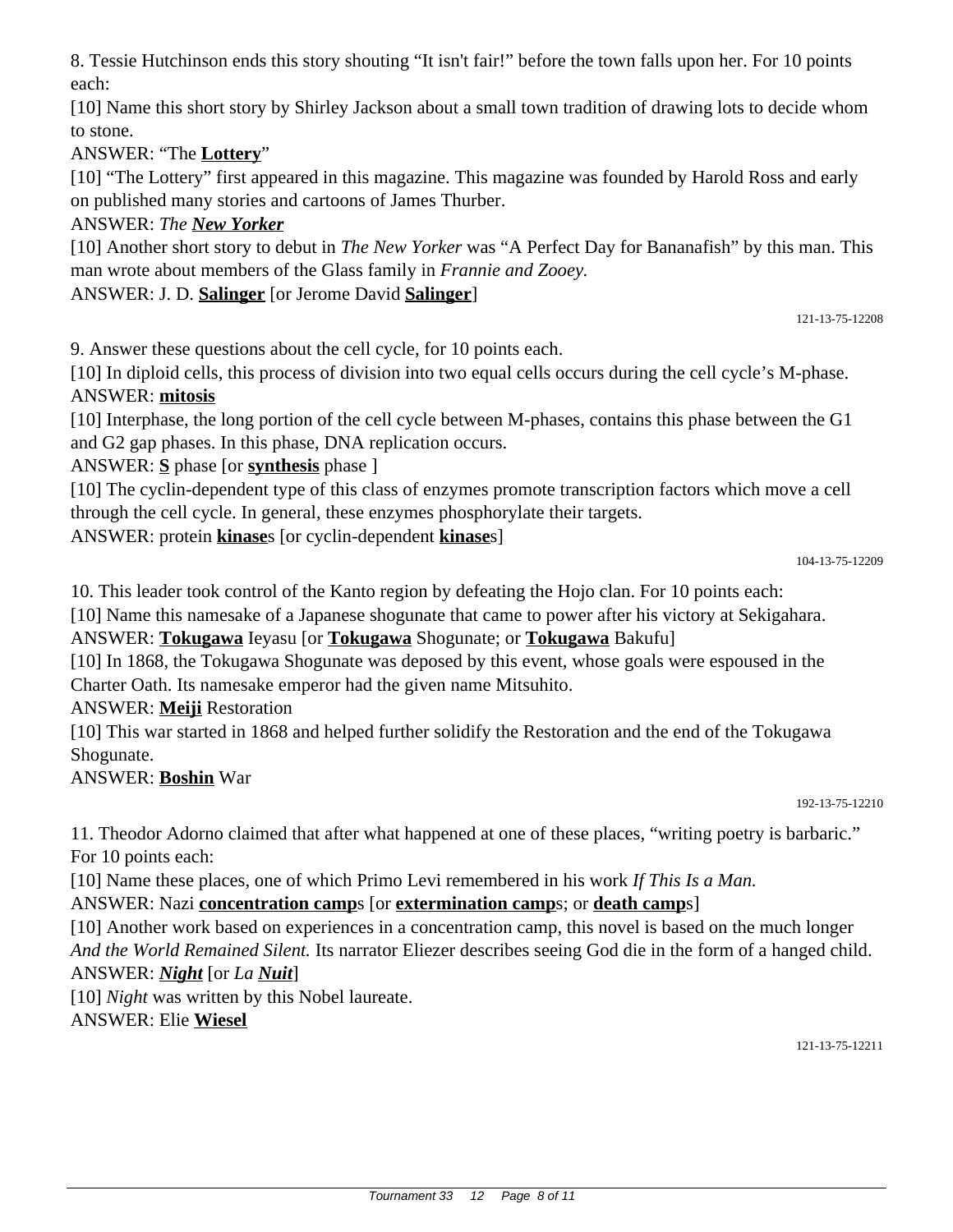8. Tessie Hutchinson ends this story shouting “It isn't fair!” before the town falls upon her. For 10 points each:

[10] Name this short story by Shirley Jackson about a small town tradition of drawing lots to decide whom to stone.

ANSWER: “The **Lottery**”

[10] “The Lottery” first appeared in this magazine. This magazine was founded by Harold Ross and early on published many stories and cartoons of James Thurber.

ANSWER: *The* ***New Yorker***

[10] Another short story to debut in *The New Yorker* was “A Perfect Day for Bananafish” by this man. This man wrote about members of the Glass family in *Frannie and Zooey.*

ANSWER: J. D. **Salinger** [or Jerome David **Salinger**]

121-13-75-12208

9. Answer these questions about the cell cycle, for 10 points each.

[10] In diploid cells, this process of division into two equal cells occurs during the cell cycle’s M-phase.

ANSWER: **mitosis**

[10] Interphase, the long portion of the cell cycle between M-phases, contains this phase between the G1 and G2 gap phases. In this phase, DNA replication occurs.

ANSWER: **S** phase [or **synthesis** phase ]

[10] The cyclin-dependent type of this class of enzymes promote transcription factors which move a cell through the cell cycle. In general, these enzymes phosphorylate their targets.

ANSWER: protein **kinase**s [or cyclin-dependent **kinase**s]

104-13-75-12209

10. This leader took control of the Kanto region by defeating the Hojo clan. For 10 points each:

[10] Name this namesake of a Japanese shogunate that came to power after his victory at Sekigahara.

ANSWER: **Tokugawa** Ieyasu [or **Tokugawa** Shogunate; or **Tokugawa** Bakufu]

[10] In 1868, the Tokugawa Shogunate was deposed by this event, whose goals were espoused in the Charter Oath. Its namesake emperor had the given name Mitsuhito.

ANSWER: **Meiji** Restoration

[10] This war started in 1868 and helped further solidify the Restoration and the end of the Tokugawa Shogunate.

ANSWER: **Boshin** War

192-13-75-12210

11. Theodor Adorno claimed that after what happened at one of these places, “writing poetry is barbaric.” For 10 points each:

[10] Name these places, one of which Primo Levi remembered in his work *If This Is a Man.*

ANSWER: Nazi **concentration camp**s [or **extermination camp**s; or **death camp**s]

[10] Another work based on experiences in a concentration camp, this novel is based on the much longer *And the World Remained Silent.* Its narrator Eliezer describes seeing God die in the form of a hanged child.

ANSWER: ***Night*** [or *La* ***Nuit***]

[10] *Night* was written by this Nobel laureate.

ANSWER: Elie **Wiesel**

121-13-75-12211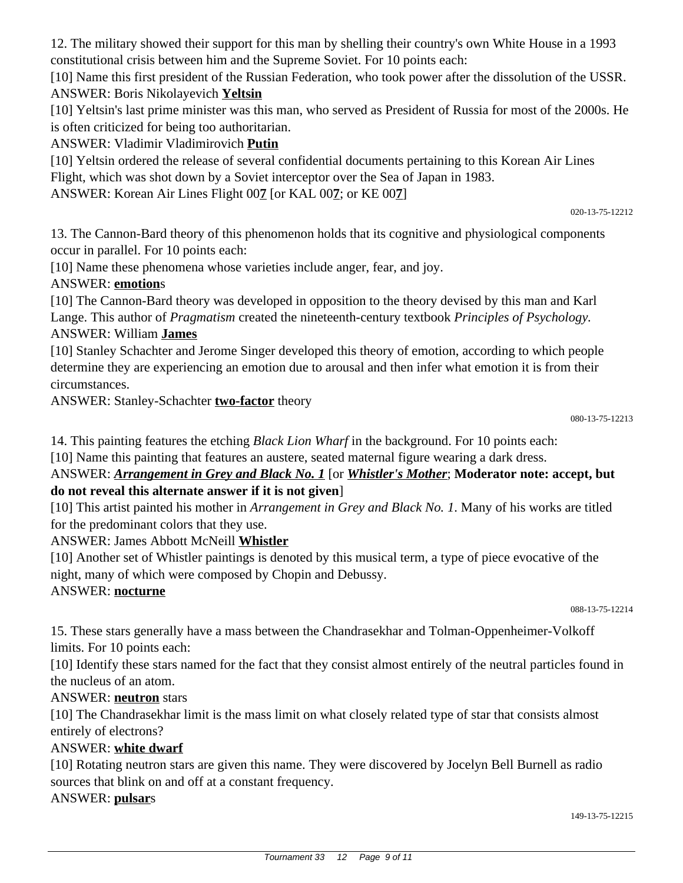12. The military showed their support for this man by shelling their country's own White House in a 1993 constitutional crisis between him and the Supreme Soviet. For 10 points each:

[10] Name this first president of the Russian Federation, who took power after the dissolution of the USSR.

ANSWER: Boris Nikolayevich **Yeltsin**

[10] Yeltsin's last prime minister was this man, who served as President of Russia for most of the 2000s. He is often criticized for being too authoritarian.

ANSWER: Vladimir Vladimirovich **Putin**

[10] Yeltsin ordered the release of several confidential documents pertaining to this Korean Air Lines Flight, which was shot down by a Soviet interceptor over the Sea of Japan in 1983.

ANSWER: Korean Air Lines Flight 00**7** [or KAL 00**7**; or KE 00**7**]

020-13-75-12212

13. The Cannon-Bard theory of this phenomenon holds that its cognitive and physiological components occur in parallel. For 10 points each:

[10] Name these phenomena whose varieties include anger, fear, and joy.

ANSWER: **emotion**s

[10] The Cannon-Bard theory was developed in opposition to the theory devised by this man and Karl Lange. This author of *Pragmatism* created the nineteenth-century textbook *Principles of Psychology.*

ANSWER: William **James**

[10] Stanley Schachter and Jerome Singer developed this theory of emotion, according to which people determine they are experiencing an emotion due to arousal and then infer what emotion it is from their circumstances.

ANSWER: Stanley-Schachter **two-factor** theory

080-13-75-12213

14. This painting features the etching *Black Lion Wharf* in the background. For 10 points each:

[10] Name this painting that features an austere, seated maternal figure wearing a dark dress.

ANSWER: ***Arrangement in Grey and Black No. 1*** [or ***Whistler's Mother***; **Moderator note: accept, but do not reveal this alternate answer if it is not given**]

[10] This artist painted his mother in *Arrangement in Grey and Black No. 1*. Many of his works are titled for the predominant colors that they use.

ANSWER: James Abbott McNeill **Whistler**

[10] Another set of Whistler paintings is denoted by this musical term, a type of piece evocative of the night, many of which were composed by Chopin and Debussy.

ANSWER: **nocturne**

088-13-75-12214

15. These stars generally have a mass between the Chandrasekhar and Tolman-Oppenheimer-Volkoff limits. For 10 points each:

[10] Identify these stars named for the fact that they consist almost entirely of the neutral particles found in the nucleus of an atom.

ANSWER: **neutron** stars

[10] The Chandrasekhar limit is the mass limit on what closely related type of star that consists almost entirely of electrons?

ANSWER: **white dwarf**

[10] Rotating neutron stars are given this name. They were discovered by Jocelyn Bell Burnell as radio sources that blink on and off at a constant frequency.

ANSWER: **pulsar**s

149-13-75-12215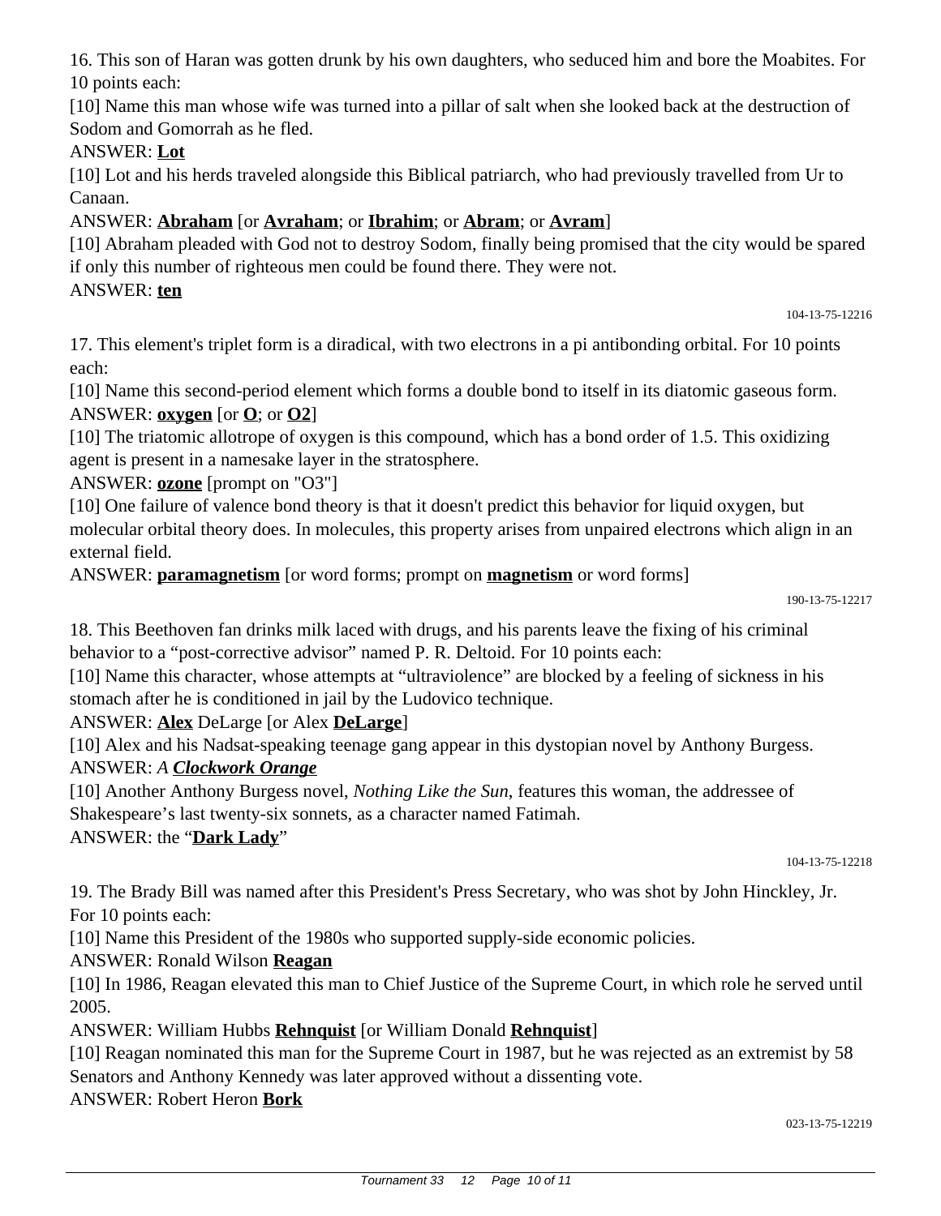16. This son of Haran was gotten drunk by his own daughters, who seduced him and bore the Moabites. For 10 points each:

[10] Name this man whose wife was turned into a pillar of salt when she looked back at the destruction of Sodom and Gomorrah as he fled.

ANSWER: **Lot**

[10] Lot and his herds traveled alongside this Biblical patriarch, who had previously travelled from Ur to Canaan.

ANSWER: **Abraham** [or **Avraham**; or **Ibrahim**; or **Abram**; or **Avram**]

[10] Abraham pleaded with God not to destroy Sodom, finally being promised that the city would be spared if only this number of righteous men could be found there. They were not.

ANSWER: **ten**

104-13-75-12216

17. This element's triplet form is a diradical, with two electrons in a pi antibonding orbital. For 10 points each:

[10] Name this second-period element which forms a double bond to itself in its diatomic gaseous form.

ANSWER: **oxygen** [or **O**; or **O2**]

[10] The triatomic allotrope of oxygen is this compound, which has a bond order of 1.5. This oxidizing agent is present in a namesake layer in the stratosphere.

ANSWER: **ozone** [prompt on "O3"]

[10] One failure of valence bond theory is that it doesn't predict this behavior for liquid oxygen, but molecular orbital theory does. In molecules, this property arises from unpaired electrons which align in an external field.

ANSWER: **paramagnetism** [or word forms; prompt on **magnetism** or word forms]

190-13-75-12217

18. This Beethoven fan drinks milk laced with drugs, and his parents leave the fixing of his criminal behavior to a "post-corrective advisor" named P. R. Deltoid. For 10 points each:

[10] Name this character, whose attempts at "ultraviolence" are blocked by a feeling of sickness in his stomach after he is conditioned in jail by the Ludovico technique.

ANSWER: **Alex** DeLarge [or Alex **DeLarge**]

[10] Alex and his Nadsat-speaking teenage gang appear in this dystopian novel by Anthony Burgess.

ANSWER: *A **Clockwork Orange***

[10] Another Anthony Burgess novel, *Nothing Like the Sun*, features this woman, the addressee of Shakespeare's last twenty-six sonnets, as a character named Fatimah.

ANSWER: the "**Dark Lady**"

104-13-75-12218

19. The Brady Bill was named after this President's Press Secretary, who was shot by John Hinckley, Jr. For 10 points each:

[10] Name this President of the 1980s who supported supply-side economic policies.

ANSWER: Ronald Wilson **Reagan**

[10] In 1986, Reagan elevated this man to Chief Justice of the Supreme Court, in which role he served until 2005.

ANSWER: William Hubbs **Rehnquist** [or William Donald **Rehnquist**]

[10] Reagan nominated this man for the Supreme Court in 1987, but he was rejected as an extremist by 58 Senators and Anthony Kennedy was later approved without a dissenting vote.

ANSWER: Robert Heron **Bork**

023-13-75-12219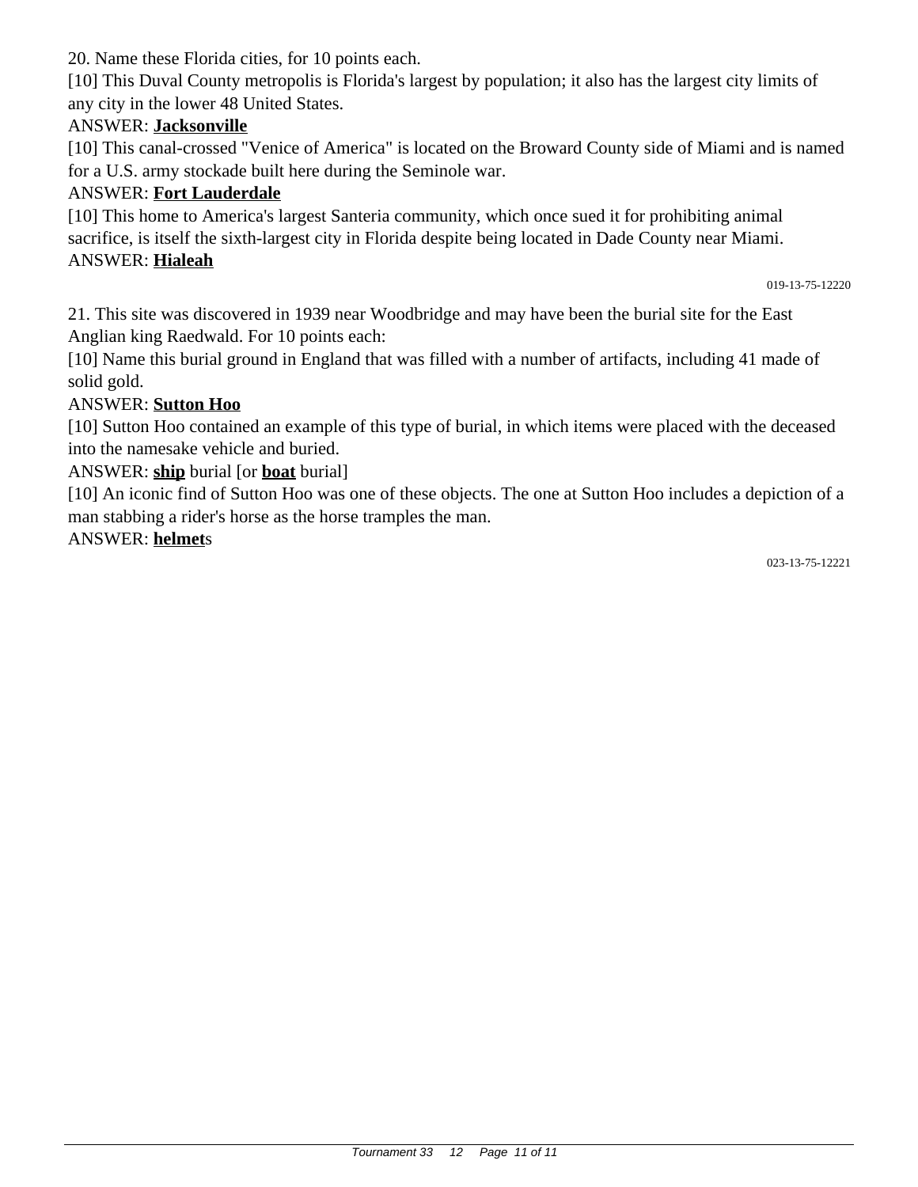20. Name these Florida cities, for 10 points each.

[10] This Duval County metropolis is Florida's largest by population; it also has the largest city limits of any city in the lower 48 United States.

ANSWER: **<u>Jacksonville</u>**

[10] This canal-crossed "Venice of America" is located on the Broward County side of Miami and is named for a U.S. army stockade built here during the Seminole war.

ANSWER: **<u>Fort Lauderdale</u>**

[10] This home to America's largest Santeria community, which once sued it for prohibiting animal sacrifice, is itself the sixth-largest city in Florida despite being located in Dade County near Miami.

ANSWER: **<u>Hialeah</u>**

019-13-75-12220

21. This site was discovered in 1939 near Woodbridge and may have been the burial site for the East Anglian king Raedwald. For 10 points each:

[10] Name this burial ground in England that was filled with a number of artifacts, including 41 made of solid gold.

ANSWER: **<u>Sutton Hoo</u>**

[10] Sutton Hoo contained an example of this type of burial, in which items were placed with the deceased into the namesake vehicle and buried.

ANSWER: **<u>ship</u>** burial [or **<u>boat</u>** burial]

[10] An iconic find of Sutton Hoo was one of these objects. The one at Sutton Hoo includes a depiction of a man stabbing a rider's horse as the horse tramples the man.

ANSWER: **<u>helmet</u>**s

023-13-75-12221